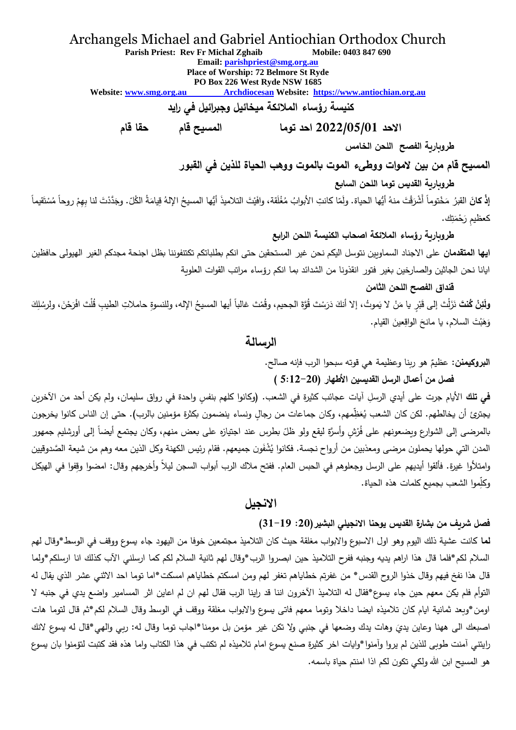# Archangels Michael and Gabriel Antiochian Orthodox Church

**Parish Priest: Rev Fr Michal Zghaib** **Mobile: 0403 847 690**
**Email: parishpriest@smg.org.au**
**Place of Worship: 72 Belmore St Ryde**
**PO Box 226 West Ryde NSW 1685**
**Website: www.smg.org.au** **Archdiocesan Website: https://www.antiochian.org.au**

## كنيسة رؤساء الملائكة ميخائيل وجبرائيل في رايد

**الاحد 2022/05/01 احد توما** **المسيح قام** **حقا قام**

### طروبارية الفصح اللحن الخامس

**المسيح قام من بين لاموات ووطىء الموت بالموت ووهب الحياة للذين في القبور**

### طروبارية القديس توما اللحن السابع

**إذْ كانَ** القبرُ مَختوماً أَشْرَقْتَ منهُ أيُّها الحياة. ولَمّا كانتِ الأبوابُ مُغْلَقة، وافَيْتَ التلاميذَ أيُّها المسيحُ الإلهُ قيامَةُ الكُلّ. وجَدَّدْتَ لنا بِهِمْ روحاً مُسْتَقيماً كعظيمِ رَحْمَتِك.

### طروبارية رؤساء الملائكة اصحاب الكنيسة اللحن الرابع

**ايها المتقدمان** على الاجناد السماويين نتوسل اليكم نحن غير المستحقين حتى انكم بطلباتكم تكتنفوننا بظل اجنحة مجدكم الغير الهيولى حافظين ايانا نحن الجاثين والصارخين بغير فتور انقذونا من الشدائد بما انكم رؤساء مراتب القوات العلوية

### قنداق الفصح اللحن الثامن

**ولَئِنْ كُنتَ** نَزَلْتَ إلى قَبْرٍ يا مَنْ لا يَموتْ، إلا أنكَ دَرَسْتَ قُوَّةَ الجحيم، وقُمْتَ غالباً أيها المسيحُ الإله، وللنسوةِ حاملاتِ الطيبِ قُلْتَ افْرَحْنَ، ولرسُلِكَ وَهَبْتَ السلام، يا مانحَ الواقِعينَ القيام.

## الرسالة

**البروكيمنن:** عظيمٌ هو ربنا وعظيمة هي قوته سبحوا الرب فإنه صالح.

**فصل من أعمال الرسل القديسين الأطهار (5:12-20 )**

**في تلك** الأيام جرت على أيدي الرسلِ آيات عجائب كثيرة في الشعب. (وكانوا كلهم بنفسٍ واحدة في رواق سليمان، ولم يكن أحد من الآخرين يجترئ أن يخالطهم. لكن كان الشعب يُعَظِّمهم، وكان جماعات من رجالٍ ونساء ينضمون بكثرة مؤمنين بالرب). حتى إن الناس كانوا يخرجون بالمرضى إلى الشوارع ويضعونهم على فُرُشٍ وأسرَّة ليقع ولو ظلّ بطرس عند اجتيازه على بعض منهم، وكان يجتمع أيضاً إلى أورشليم جمهور المدن التي حولها يحملون مرضى ومعذبين من أرواح نجسة. فكانوا يُشْفَون جميعهم. فقام رئيس الكهنة وكل الذين معه وهم من شيعة الصَّدوقيين وامتلأوا غيرة. فألقوا أيديهم على الرسل وجعلوهم في الحبس العام. ففتح ملاك الرب أبواب السجن ليلاً وأخرجهم وقال: امضوا وقِفوا في الهيكل وكلِّموا الشعب بجميع كلمات هذه الحياة.

## الانجيل

**فصل شريف من بشارة القديس يوحنا الانجيلي البشير(20: 19-31)**

**لما** كانت عشية ذلك اليوم وهو اول الاسبوع والابواب مغلقة حيث كان التلاميذ مجتمعين خوفا من اليهود جاء يسوع ووقف في الوسط*وقال لهم السلام لكم*فلما قال هذا اراهم يديه وجنبه ففرح التلاميذ حين ابصروا الرب*وقال لهم ثانية السلام لكم كما ارسلني الآب كذلك انا ارسلكم*ولما قال هذا نفخ فيهم وقال خذوا الروح القدس* من غفرتم خطاياهم تغفر لهم ومن امسكتم خطاياهم امسكت*اما توما احد الاثني عشر الذي يقال له التوأم فلم يكن معهم حين جاء يسوع*فقال له التلاميذ الآخرون اننا قد راينا الرب فقال لهم ان لم اعاين اثر المسامير واضع يدي في جنبه لا اومن*وبعد ثمانية ايام كان تلاميذه ايضا داخلا وتوما معهم فاتى يسوع والابواب مغلقة ووقف في الوسط وقال السلام لكم*ثم قال لتوما هات اصبعك الى ههنا وعاين يديَ وهات يدك وضعها في جنبي ولا تكن غير مؤمن بل مومنا*اجاب توما وقال له: ربي والهي*قال له يسوع لانك رايتني آمنت طوبى للذين لم يروا وآمنوا*وايات اخر كثيرة صنع يسوع امام تلاميذه لم تكتب في هذا الكتاب واما هذه فقد كتبت لتؤمنوا بان يسوع هو المسيح ابن الله ولكي تكون لكم اذا امنتم حياة باسمه.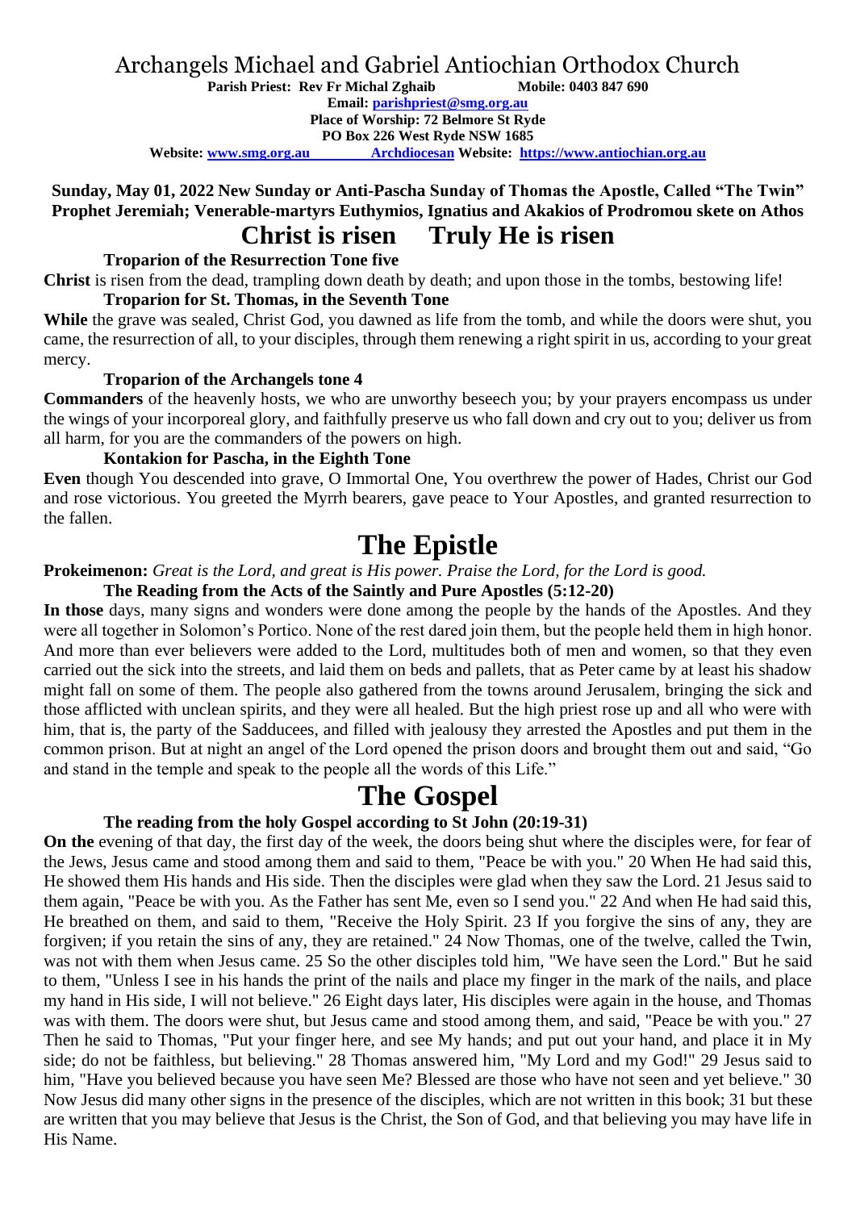# Archangels Michael and Gabriel Antiochian Orthodox Church

**Parish Priest: Rev Fr Michal Zghaib Mobile: 0403 847 690**

**Email: parishpriest@smg.org.au**

**Place of Worship: 72 Belmore St Ryde**

**PO Box 226 West Ryde NSW 1685**

**Website: www.smg.org.au Archdiocesan Website: https://www.antiochian.org.au**

**Sunday, May 01, 2022 New Sunday or Anti-Pascha Sunday of Thomas the Apostle, Called "The Twin" Prophet Jeremiah; Venerable-martyrs Euthymios, Ignatius and Akakios of Prodromou skete on Athos**

## Christ is risen Truly He is risen

**Troparion of the Resurrection Tone five**

**Christ** is risen from the dead, trampling down death by death; and upon those in the tombs, bestowing life!

**Troparion for St. Thomas, in the Seventh Tone**

**While** the grave was sealed, Christ God, you dawned as life from the tomb, and while the doors were shut, you came, the resurrection of all, to your disciples, through them renewing a right spirit in us, according to your great mercy.

**Troparion of the Archangels tone 4**

**Commanders** of the heavenly hosts, we who are unworthy beseech you; by your prayers encompass us under the wings of your incorporeal glory, and faithfully preserve us who fall down and cry out to you; deliver us from all harm, for you are the commanders of the powers on high.

**Kontakion for Pascha, in the Eighth Tone**

**Even** though You descended into grave, O Immortal One, You overthrew the power of Hades, Christ our God and rose victorious. You greeted the Myrrh bearers, gave peace to Your Apostles, and granted resurrection to the fallen.

# The Epistle

**Prokeimenon:** *Great is the Lord, and great is His power. Praise the Lord, for the Lord is good.*

**The Reading from the Acts of the Saintly and Pure Apostles (5:12-20)**

**In those** days, many signs and wonders were done among the people by the hands of the Apostles. And they were all together in Solomon's Portico. None of the rest dared join them, but the people held them in high honor. And more than ever believers were added to the Lord, multitudes both of men and women, so that they even carried out the sick into the streets, and laid them on beds and pallets, that as Peter came by at least his shadow might fall on some of them. The people also gathered from the towns around Jerusalem, bringing the sick and those afflicted with unclean spirits, and they were all healed. But the high priest rose up and all who were with him, that is, the party of the Sadducees, and filled with jealousy they arrested the Apostles and put them in the common prison. But at night an angel of the Lord opened the prison doors and brought them out and said, "Go and stand in the temple and speak to the people all the words of this Life."

# The Gospel

**The reading from the holy Gospel according to St John (20:19-31)**

**On the** evening of that day, the first day of the week, the doors being shut where the disciples were, for fear of the Jews, Jesus came and stood among them and said to them, "Peace be with you." 20 When He had said this, He showed them His hands and His side. Then the disciples were glad when they saw the Lord. 21 Jesus said to them again, "Peace be with you. As the Father has sent Me, even so I send you." 22 And when He had said this, He breathed on them, and said to them, "Receive the Holy Spirit. 23 If you forgive the sins of any, they are forgiven; if you retain the sins of any, they are retained." 24 Now Thomas, one of the twelve, called the Twin, was not with them when Jesus came. 25 So the other disciples told him, "We have seen the Lord." But he said to them, "Unless I see in his hands the print of the nails and place my finger in the mark of the nails, and place my hand in His side, I will not believe." 26 Eight days later, His disciples were again in the house, and Thomas was with them. The doors were shut, but Jesus came and stood among them, and said, "Peace be with you." 27 Then he said to Thomas, "Put your finger here, and see My hands; and put out your hand, and place it in My side; do not be faithless, but believing." 28 Thomas answered him, "My Lord and my God!" 29 Jesus said to him, "Have you believed because you have seen Me? Blessed are those who have not seen and yet believe." 30 Now Jesus did many other signs in the presence of the disciples, which are not written in this book; 31 but these are written that you may believe that Jesus is the Christ, the Son of God, and that believing you may have life in His Name.